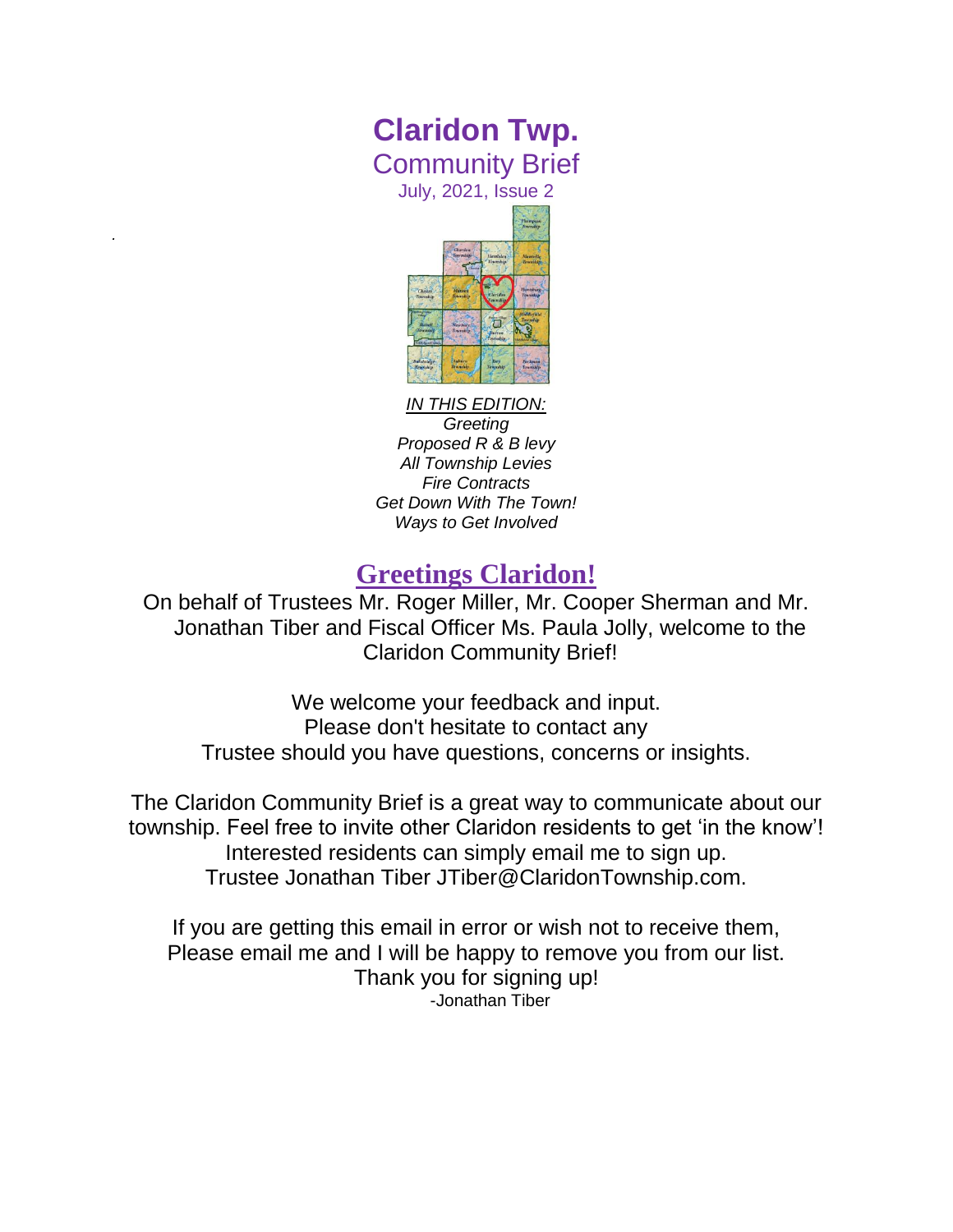# Claridon Twp.

## Community Brief

July, 2021, Issue 2

*IN THIS EDITION:*
*Greeting*
*Proposed R & B levy*
*All Township Levies*
*Fire Contracts*
*Get Down With The Town!*
*Ways to Get Involved*

## Greetings Claridon!

On behalf of Trustees Mr. Roger Miller, Mr. Cooper Sherman and Mr. Jonathan Tiber and Fiscal Officer Ms. Paula Jolly, welcome to the Claridon Community Brief!

We welcome your feedback and input.
Please don't hesitate to contact any
Trustee should you have questions, concerns or insights.

The Claridon Community Brief is a great way to communicate about our township. Feel free to invite other Claridon residents to get 'in the know'! Interested residents can simply email me to sign up.
Trustee Jonathan Tiber JTiber@ClaridonTownship.com.

If you are getting this email in error or wish not to receive them,
Please email me and I will be happy to remove you from our list.
Thank you for signing up!
-Jonathan Tiber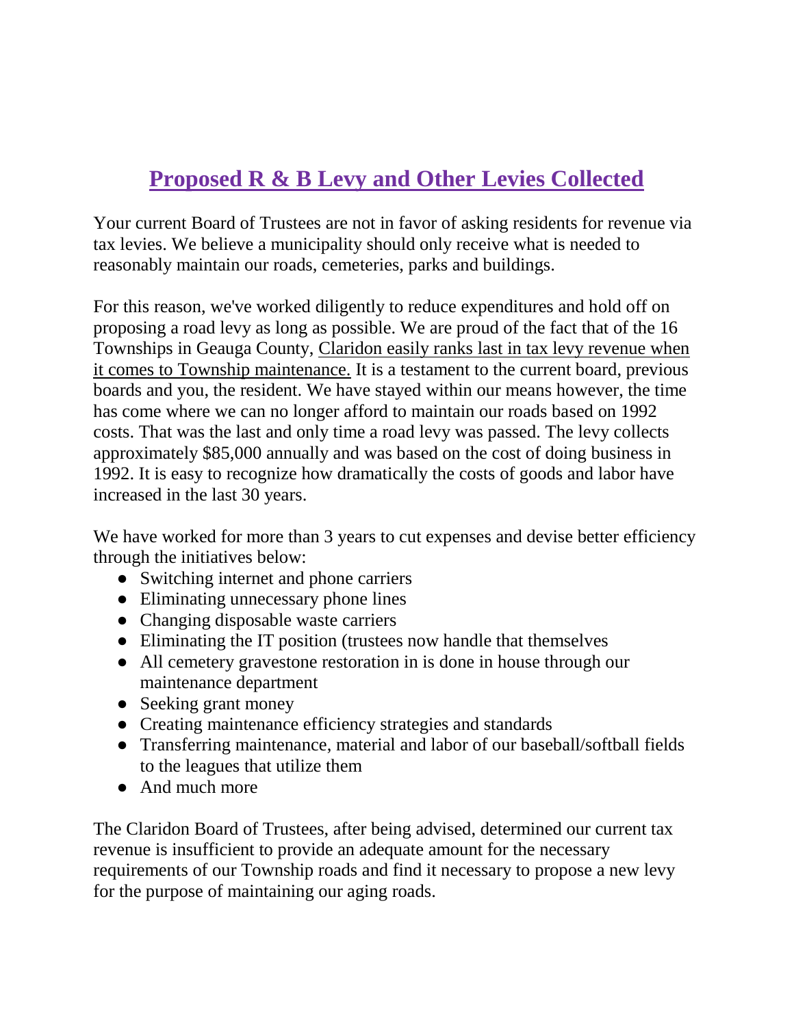## <u>Proposed R & B Levy and Other Levies Collected</u>

Your current Board of Trustees are not in favor of asking residents for revenue via tax levies. We believe a municipality should only receive what is needed to reasonably maintain our roads, cemeteries, parks and buildings.

For this reason, we've worked diligently to reduce expenditures and hold off on proposing a road levy as long as possible. We are proud of the fact that of the 16 Townships in Geauga County, <u>Claridon easily ranks last in tax levy revenue when it comes to Township maintenance.</u> It is a testament to the current board, previous boards and you, the resident. We have stayed within our means however, the time has come where we can no longer afford to maintain our roads based on 1992 costs. That was the last and only time a road levy was passed. The levy collects approximately $85,000 annually and was based on the cost of doing business in 1992. It is easy to recognize how dramatically the costs of goods and labor have increased in the last 30 years.

We have worked for more than 3 years to cut expenses and devise better efficiency through the initiatives below:

- Switching internet and phone carriers
- Eliminating unnecessary phone lines
- Changing disposable waste carriers
- Eliminating the IT position (trustees now handle that themselves
- All cemetery gravestone restoration in is done in house through our maintenance department
- Seeking grant money
- Creating maintenance efficiency strategies and standards
- Transferring maintenance, material and labor of our baseball/softball fields to the leagues that utilize them
- And much more

The Claridon Board of Trustees, after being advised, determined our current tax revenue is insufficient to provide an adequate amount for the necessary requirements of our Township roads and find it necessary to propose a new levy for the purpose of maintaining our aging roads.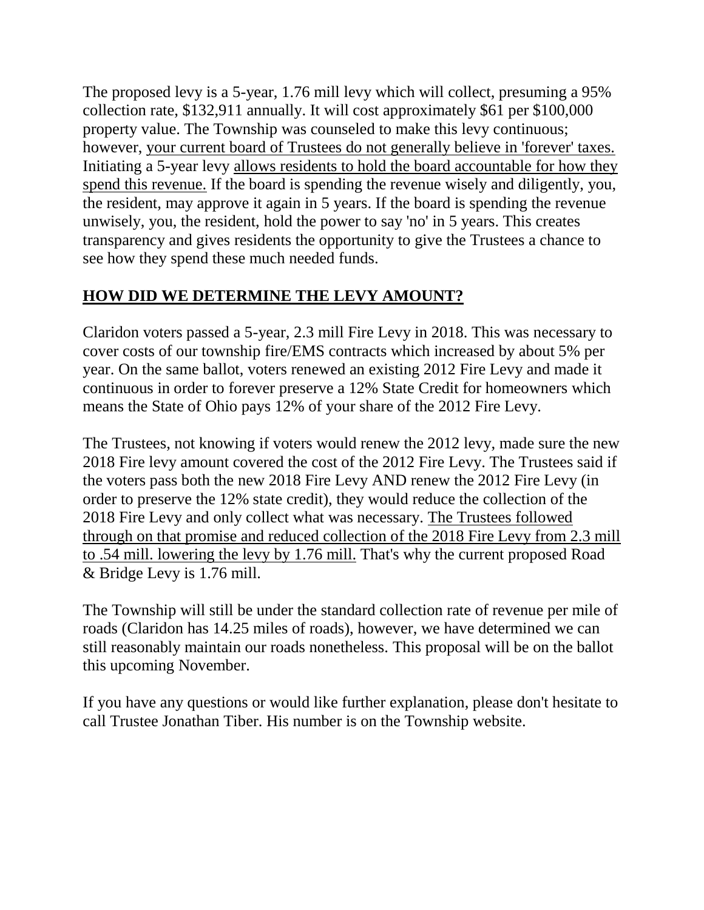The proposed levy is a 5-year, 1.76 mill levy which will collect, presuming a 95% collection rate, $132,911 annually. It will cost approximately $61 per $100,000 property value. The Township was counseled to make this levy continuous; however, <u>your current board of Trustees do not generally believe in 'forever' taxes.</u> Initiating a 5-year levy <u>allows residents to hold the board accountable for how they spend this revenue.</u> If the board is spending the revenue wisely and diligently, you, the resident, may approve it again in 5 years. If the board is spending the revenue unwisely, you, the resident, hold the power to say 'no' in 5 years. This creates transparency and gives residents the opportunity to give the Trustees a chance to see how they spend these much needed funds.

## <u>**HOW DID WE DETERMINE THE LEVY AMOUNT?**</u>

Claridon voters passed a 5-year, 2.3 mill Fire Levy in 2018. This was necessary to cover costs of our township fire/EMS contracts which increased by about 5% per year. On the same ballot, voters renewed an existing 2012 Fire Levy and made it continuous in order to forever preserve a 12% State Credit for homeowners which means the State of Ohio pays 12% of your share of the 2012 Fire Levy.

The Trustees, not knowing if voters would renew the 2012 levy, made sure the new 2018 Fire levy amount covered the cost of the 2012 Fire Levy. The Trustees said if the voters pass both the new 2018 Fire Levy AND renew the 2012 Fire Levy (in order to preserve the 12% state credit), they would reduce the collection of the 2018 Fire Levy and only collect what was necessary. <u>The Trustees followed through on that promise and reduced collection of the 2018 Fire Levy from 2.3 mill to .54 mill. lowering the levy by 1.76 mill.</u> That's why the current proposed Road & Bridge Levy is 1.76 mill.

The Township will still be under the standard collection rate of revenue per mile of roads (Claridon has 14.25 miles of roads), however, we have determined we can still reasonably maintain our roads nonetheless. This proposal will be on the ballot this upcoming November.

If you have any questions or would like further explanation, please don't hesitate to call Trustee Jonathan Tiber. His number is on the Township website.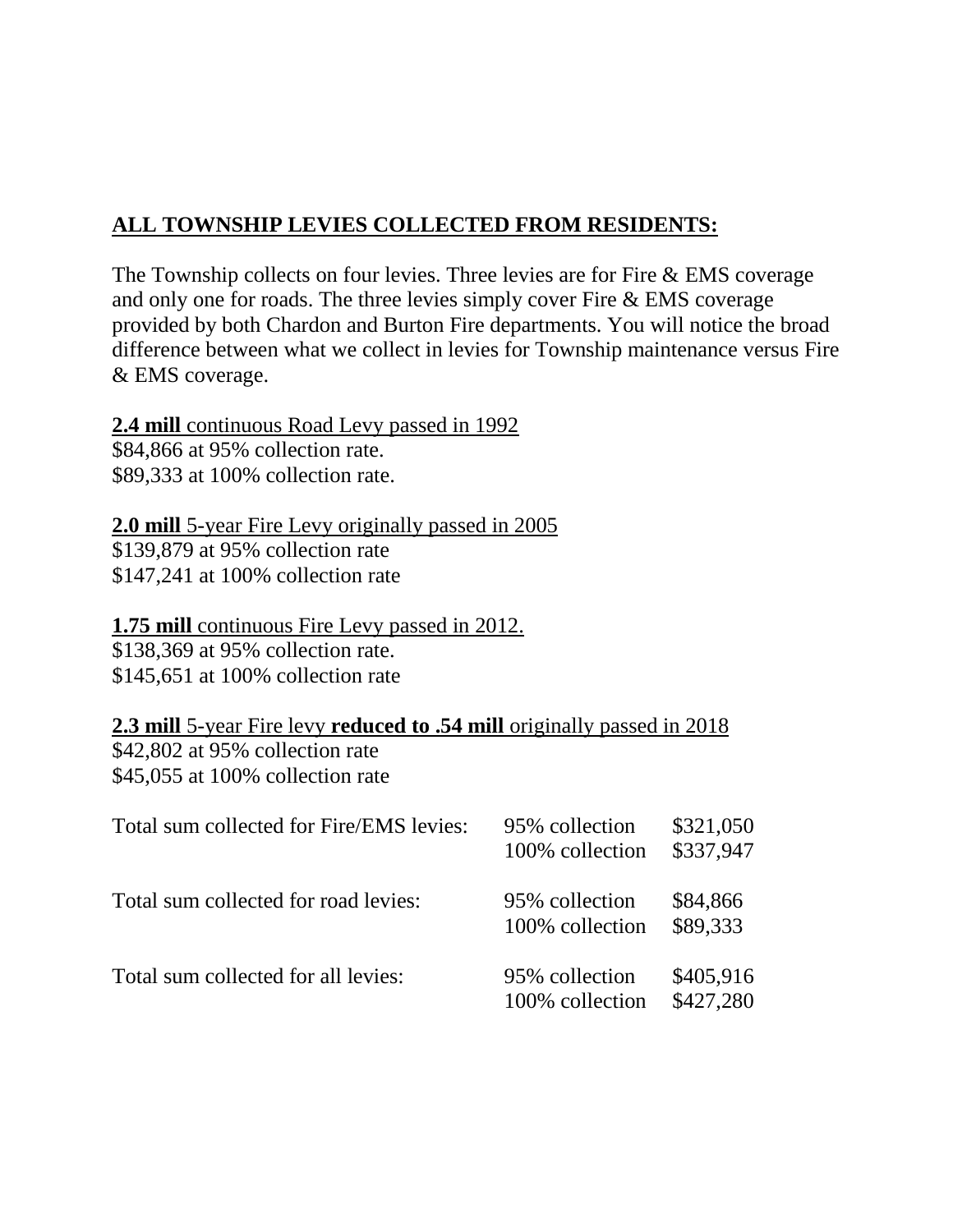## ALL TOWNSHIP LEVIES COLLECTED FROM RESIDENTS:

The Township collects on four levies. Three levies are for Fire & EMS coverage and only one for roads. The three levies simply cover Fire & EMS coverage provided by both Chardon and Burton Fire departments. You will notice the broad difference between what we collect in levies for Township maintenance versus Fire & EMS coverage.

**2.4 mill** continuous Road Levy passed in 1992
$84,866 at 95% collection rate.
$89,333 at 100% collection rate.

**2.0 mill** 5-year Fire Levy originally passed in 2005
$139,879 at 95% collection rate
$147,241 at 100% collection rate

**1.75 mill** continuous Fire Levy passed in 2012.
$138,369 at 95% collection rate.
$145,651 at 100% collection rate

**2.3 mill** 5-year Fire levy **reduced to .54 mill** originally passed in 2018
$42,802 at 95% collection rate
$45,055 at 100% collection rate

| | | |
|---|---|---|
| Total sum collected for Fire/EMS levies: | 95% collection | $321,050 |
| | 100% collection | $337,947 |
| Total sum collected for road levies: | 95% collection | $84,866 |
| | 100% collection | $89,333 |
| Total sum collected for all levies: | 95% collection | $405,916 |
| | 100% collection | $427,280 |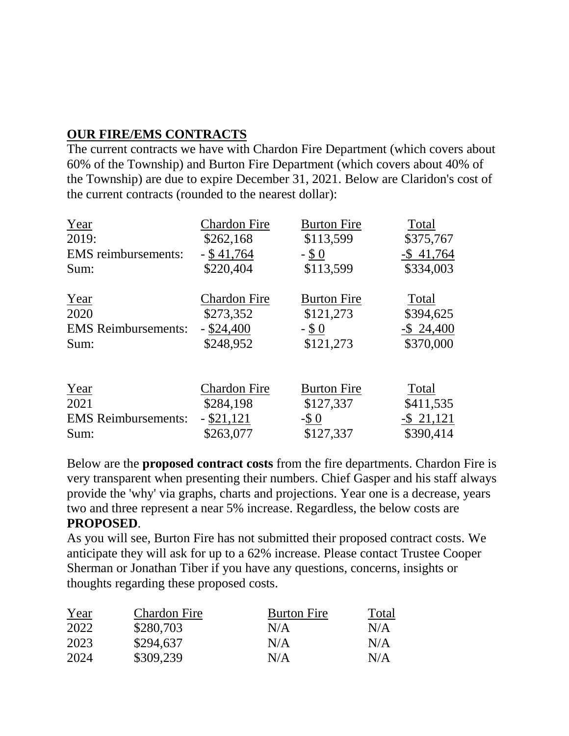**OUR FIRE/EMS CONTRACTS**

The current contracts we have with Chardon Fire Department (which covers about 60% of the Township) and Burton Fire Department (which covers about 40% of the Township) are due to expire December 31, 2021. Below are Claridon's cost of the current contracts (rounded to the nearest dollar):

| Year | Chardon Fire | Burton Fire | Total |
|---|---|---|---|
| 2019: | $262,168 | $113,599 | $375,767 |
| EMS reimbursements: | - $ 41,764 | - $ 0 | -$ 41,764 |
| Sum: | $220,404 | $113,599 | $334,003 |

| Year | Chardon Fire | Burton Fire | Total |
|---|---|---|---|
| 2020 | $273,352 | $121,273 | $394,625 |
| EMS Reimbursements: | - $24,400 | - $ 0 | -$ 24,400 |
| Sum: | $248,952 | $121,273 | $370,000 |

| Year | Chardon Fire | Burton Fire | Total |
|---|---|---|---|
| 2021 | $284,198 | $127,337 | $411,535 |
| EMS Reimbursements: | - $21,121 | -$ 0 | -$ 21,121 |
| Sum: | $263,077 | $127,337 | $390,414 |

Below are the **proposed contract costs** from the fire departments. Chardon Fire is very transparent when presenting their numbers. Chief Gasper and his staff always provide the 'why' via graphs, charts and projections. Year one is a decrease, years two and three represent a near 5% increase. Regardless, the below costs are **PROPOSED**.

As you will see, Burton Fire has not submitted their proposed contract costs. We anticipate they will ask for up to a 62% increase. Please contact Trustee Cooper Sherman or Jonathan Tiber if you have any questions, concerns, insights or thoughts regarding these proposed costs.

| Year | Chardon Fire | Burton Fire | Total |
|---|---|---|---|
| 2022 | $280,703 | N/A | N/A |
| 2023 | $294,637 | N/A | N/A |
| 2024 | $309,239 | N/A | N/A |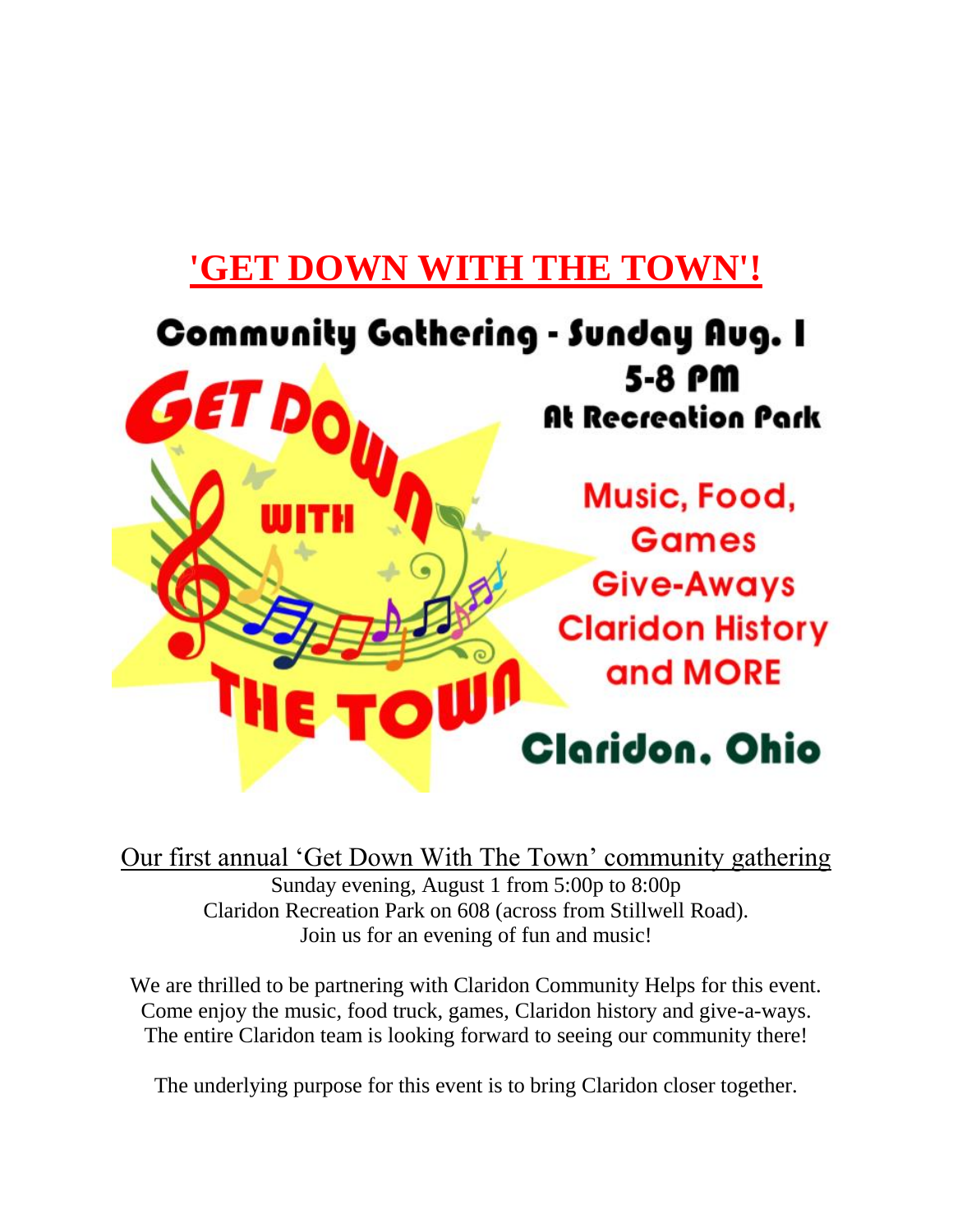# 'GET DOWN WITH THE TOWN'!

**Community Gathering - Sunday Aug. 1**
**5-8 PM**
**At Recreation Park**

GET DOWN WITH THE TOWN

Music, Food, Games
Give-Aways
Claridon History
and MORE

**Claridon, Ohio**

Our first annual 'Get Down With The Town' community gathering
Sunday evening, August 1 from 5:00p to 8:00p
Claridon Recreation Park on 608 (across from Stillwell Road).
Join us for an evening of fun and music!

We are thrilled to be partnering with Claridon Community Helps for this event.
Come enjoy the music, food truck, games, Claridon history and give-a-ways.
The entire Claridon team is looking forward to seeing our community there!

The underlying purpose for this event is to bring Claridon closer together.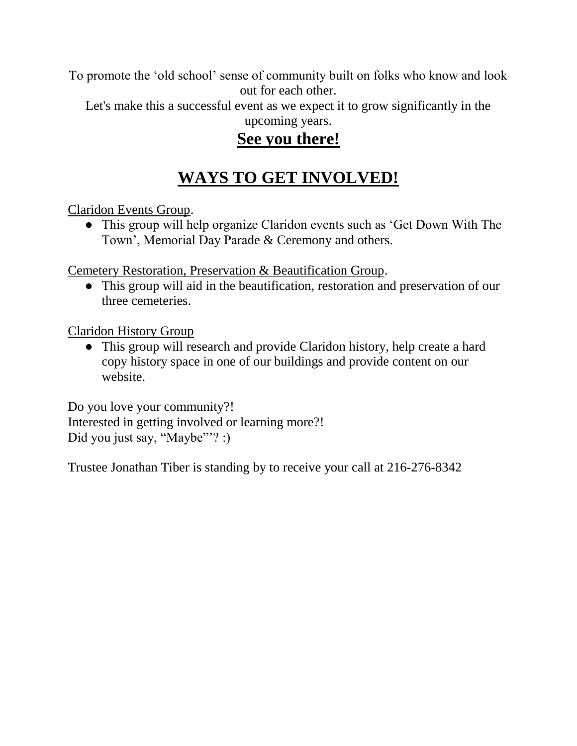To promote the 'old school' sense of community built on folks who know and look out for each other.

Let's make this a successful event as we expect it to grow significantly in the upcoming years.

## **See you there!**

## WAYS TO GET INVOLVED!

Claridon Events Group.

- This group will help organize Claridon events such as 'Get Down With The Town', Memorial Day Parade & Ceremony and others.

Cemetery Restoration, Preservation & Beautification Group.

- This group will aid in the beautification, restoration and preservation of our three cemeteries.

Claridon History Group

- This group will research and provide Claridon history, help create a hard copy history space in one of our buildings and provide content on our website.

Do you love your community?!
Interested in getting involved or learning more?!
Did you just say, "Maybe"'? :)

Trustee Jonathan Tiber is standing by to receive your call at 216-276-8342